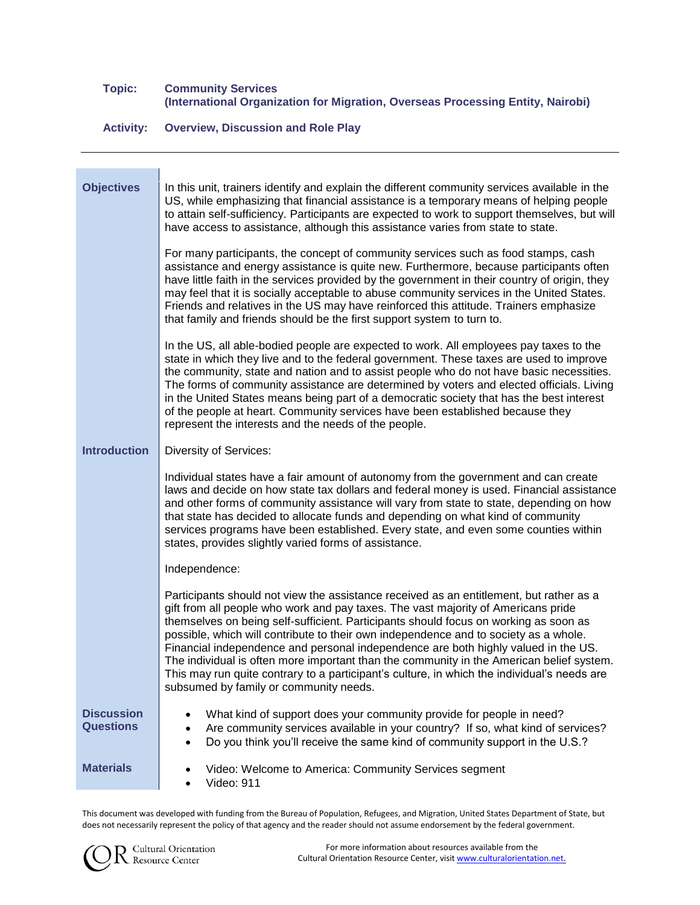**Topic:** **Community Services (International Organization for Migration, Overseas Processing Entity, Nairobi)**

**Activity:** **Overview, Discussion and Role Play**

---

## Objectives

In this unit, trainers identify and explain the different community services available in the US, while emphasizing that financial assistance is a temporary means of helping people to attain self-sufficiency. Participants are expected to work to support themselves, but will have access to assistance, although this assistance varies from state to state.

For many participants, the concept of community services such as food stamps, cash assistance and energy assistance is quite new. Furthermore, because participants often have little faith in the services provided by the government in their country of origin, they may feel that it is socially acceptable to abuse community services in the United States. Friends and relatives in the US may have reinforced this attitude. Trainers emphasize that family and friends should be the first support system to turn to.

In the US, all able-bodied people are expected to work. All employees pay taxes to the state in which they live and to the federal government. These taxes are used to improve the community, state and nation and to assist people who do not have basic necessities. The forms of community assistance are determined by voters and elected officials. Living in the United States means being part of a democratic society that has the best interest of the people at heart. Community services have been established because they represent the interests and the needs of the people.

## Introduction

Diversity of Services:

Individual states have a fair amount of autonomy from the government and can create laws and decide on how state tax dollars and federal money is used. Financial assistance and other forms of community assistance will vary from state to state, depending on how that state has decided to allocate funds and depending on what kind of community services programs have been established. Every state, and even some counties within states, provides slightly varied forms of assistance.

Independence:

Participants should not view the assistance received as an entitlement, but rather as a gift from all people who work and pay taxes. The vast majority of Americans pride themselves on being self-sufficient. Participants should focus on working as soon as possible, which will contribute to their own independence and to society as a whole. Financial independence and personal independence are both highly valued in the US. The individual is often more important than the community in the American belief system. This may run quite contrary to a participant's culture, in which the individual's needs are subsumed by family or community needs.

## Discussion Questions

- What kind of support does your community provide for people in need?
- Are community services available in your country? If so, what kind of services?
- Do you think you'll receive the same kind of community support in the U.S.?

## Materials

- Video: Welcome to America: Community Services segment
- Video: 911

This document was developed with funding from the Bureau of Population, Refugees, and Migration, United States Department of State, but does not necessarily represent the policy of that agency and the reader should not assume endorsement by the federal government.

Cultural Orientation Resource Center

For more information about resources available from the Cultural Orientation Resource Center, visit www.culturalorientation.net.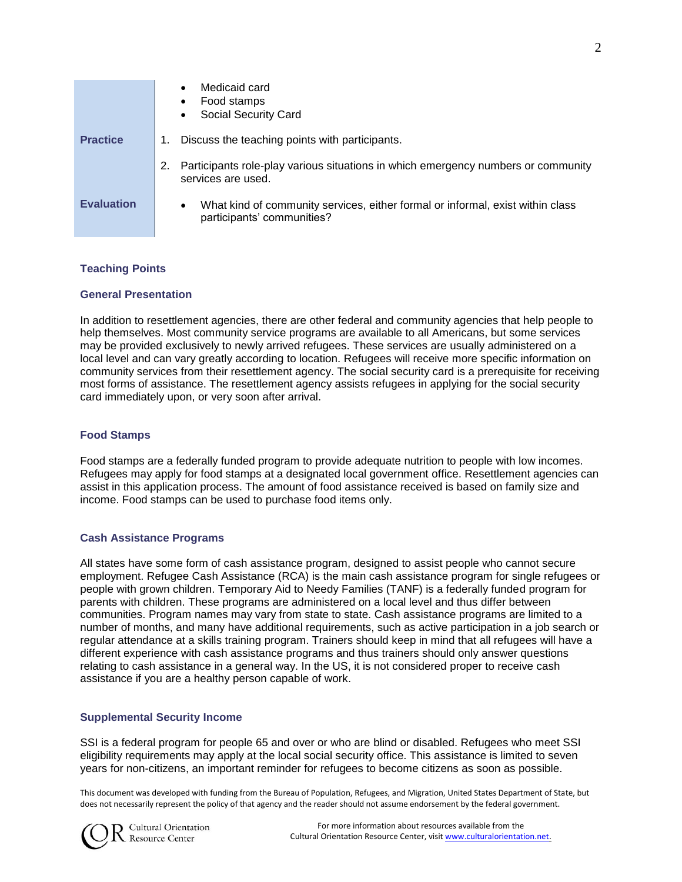| | |
|---|---|
| | • Medicaid card<br>• Food stamps<br>• Social Security Card |
| **Practice** | 1. Discuss the teaching points with participants.<br>2. Participants role-play various situations in which emergency numbers or community services are used. |
| **Evaluation** | • What kind of community services, either formal or informal, exist within class participants' communities? |

## Teaching Points

### General Presentation

In addition to resettlement agencies, there are other federal and community agencies that help people to help themselves. Most community service programs are available to all Americans, but some services may be provided exclusively to newly arrived refugees. These services are usually administered on a local level and can vary greatly according to location. Refugees will receive more specific information on community services from their resettlement agency. The social security card is a prerequisite for receiving most forms of assistance. The resettlement agency assists refugees in applying for the social security card immediately upon, or very soon after arrival.

### Food Stamps

Food stamps are a federally funded program to provide adequate nutrition to people with low incomes. Refugees may apply for food stamps at a designated local government office. Resettlement agencies can assist in this application process. The amount of food assistance received is based on family size and income. Food stamps can be used to purchase food items only.

### Cash Assistance Programs

All states have some form of cash assistance program, designed to assist people who cannot secure employment. Refugee Cash Assistance (RCA) is the main cash assistance program for single refugees or people with grown children. Temporary Aid to Needy Families (TANF) is a federally funded program for parents with children. These programs are administered on a local level and thus differ between communities. Program names may vary from state to state. Cash assistance programs are limited to a number of months, and many have additional requirements, such as active participation in a job search or regular attendance at a skills training program. Trainers should keep in mind that all refugees will have a different experience with cash assistance programs and thus trainers should only answer questions relating to cash assistance in a general way. In the US, it is not considered proper to receive cash assistance if you are a healthy person capable of work.

### Supplemental Security Income

SSI is a federal program for people 65 and over or who are blind or disabled. Refugees who meet SSI eligibility requirements may apply at the local social security office. This assistance is limited to seven years for non-citizens, an important reminder for refugees to become citizens as soon as possible.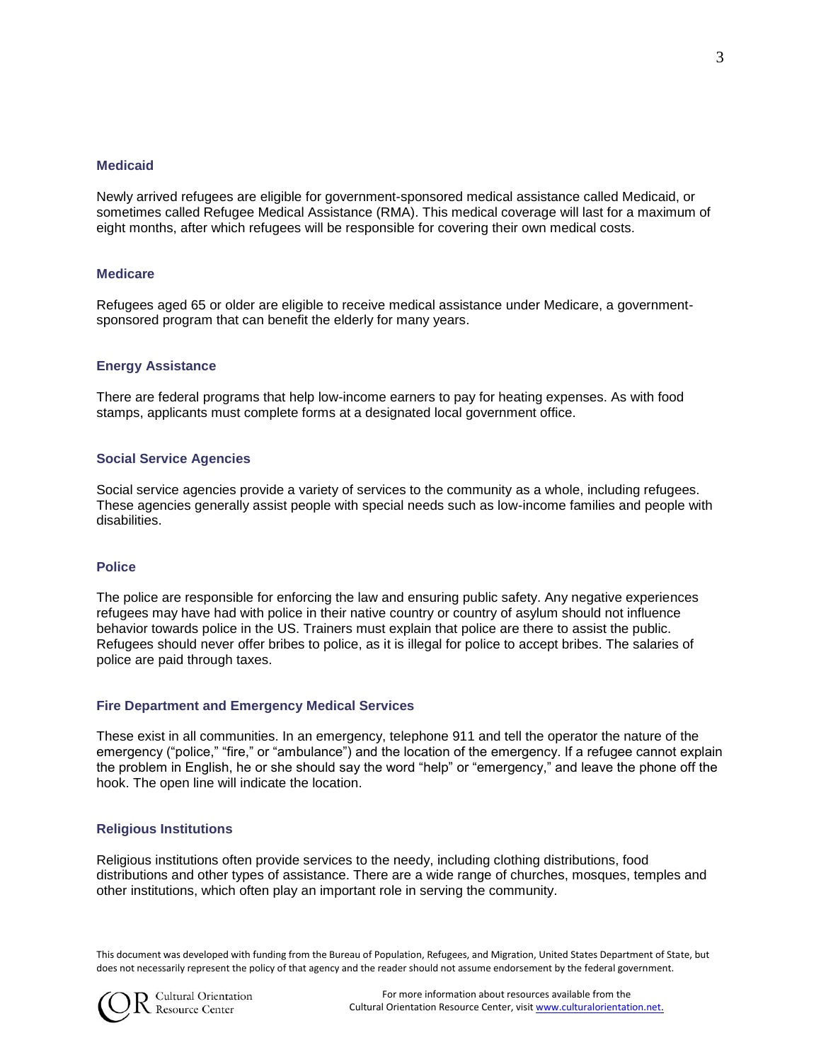### Medicaid

Newly arrived refugees are eligible for government-sponsored medical assistance called Medicaid, or sometimes called Refugee Medical Assistance (RMA). This medical coverage will last for a maximum of eight months, after which refugees will be responsible for covering their own medical costs.

### Medicare

Refugees aged 65 or older are eligible to receive medical assistance under Medicare, a government-sponsored program that can benefit the elderly for many years.

### Energy Assistance

There are federal programs that help low-income earners to pay for heating expenses. As with food stamps, applicants must complete forms at a designated local government office.

### Social Service Agencies

Social service agencies provide a variety of services to the community as a whole, including refugees. These agencies generally assist people with special needs such as low-income families and people with disabilities.

### Police

The police are responsible for enforcing the law and ensuring public safety. Any negative experiences refugees may have had with police in their native country or country of asylum should not influence behavior towards police in the US. Trainers must explain that police are there to assist the public. Refugees should never offer bribes to police, as it is illegal for police to accept bribes. The salaries of police are paid through taxes.

### Fire Department and Emergency Medical Services

These exist in all communities. In an emergency, telephone 911 and tell the operator the nature of the emergency ("police," "fire," or "ambulance") and the location of the emergency. If a refugee cannot explain the problem in English, he or she should say the word "help" or "emergency," and leave the phone off the hook. The open line will indicate the location.

### Religious Institutions

Religious institutions often provide services to the needy, including clothing distributions, food distributions and other types of assistance. There are a wide range of churches, mosques, temples and other institutions, which often play an important role in serving the community.

This document was developed with funding from the Bureau of Population, Refugees, and Migration, United States Department of State, but does not necessarily represent the policy of that agency and the reader should not assume endorsement by the federal government.

COR Cultural Orientation Resource Center

For more information about resources available from the Cultural Orientation Resource Center, visit www.culturalorientation.net.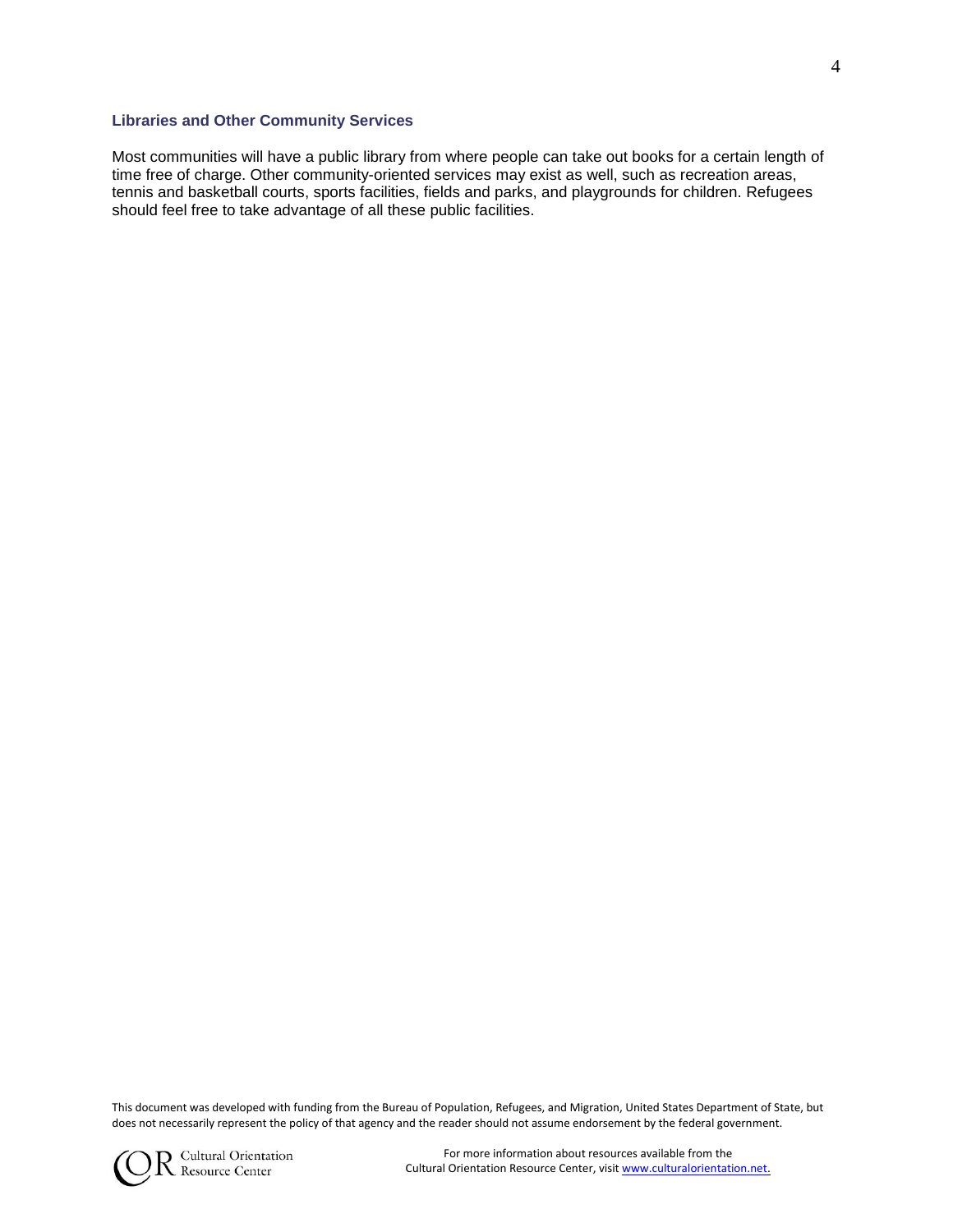### Libraries and Other Community Services

Most communities will have a public library from where people can take out books for a certain length of time free of charge. Other community-oriented services may exist as well, such as recreation areas, tennis and basketball courts, sports facilities, fields and parks, and playgrounds for children. Refugees should feel free to take advantage of all these public facilities.